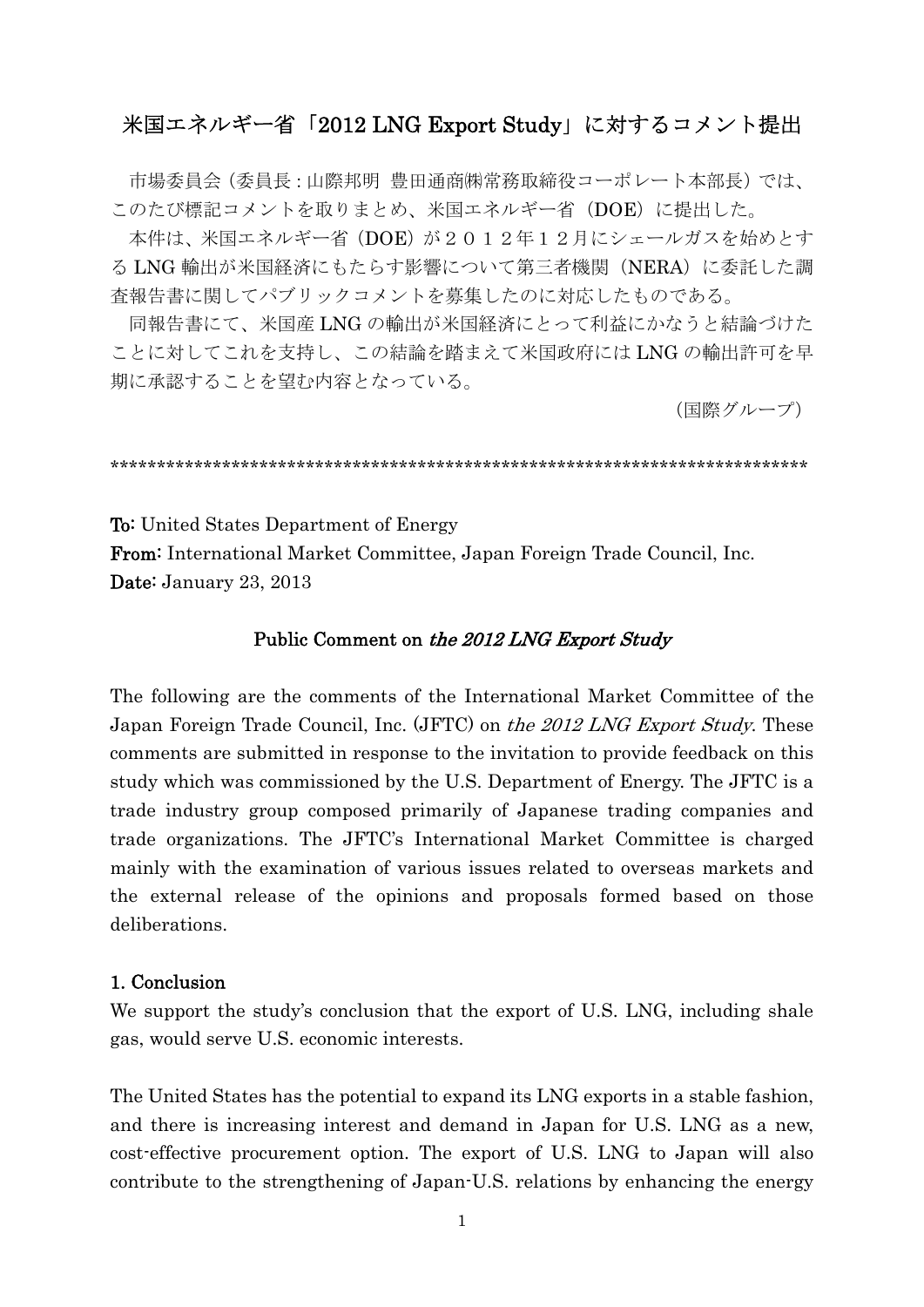# 米国エネルギー省「2012 LNG Export Study」に対するコメント提出

市場委員会（委員長：山際邦明 豊田通商㈱常務取締役コーポレート本部長）では、このたび標記コメントを取りまとめ、米国エネルギー省（DOE）に提出した。

本件は、米国エネルギー省（DOE）が２０１２年１２月にシェールガスを始めとする LNG 輸出が米国経済にもたらす影響について第三者機関（NERA）に委託した調査報告書に関してパブリックコメントを募集したのに対応したものである。

同報告書にて、米国産 LNG の輸出が米国経済にとって利益にかなうと結論づけたことに対してこれを支持し、この結論を踏まえて米国政府には LNG の輸出許可を早期に承認することを望む内容となっている。

（国際グループ）

***************************************************************************

**To:** United States Department of Energy
**From:** International Market Committee, Japan Foreign Trade Council, Inc.
**Date:** January 23, 2013

## Public Comment on *the 2012 LNG Export Study*

The following are the comments of the International Market Committee of the Japan Foreign Trade Council, Inc. (JFTC) on *the 2012 LNG Export Study*. These comments are submitted in response to the invitation to provide feedback on this study which was commissioned by the U.S. Department of Energy. The JFTC is a trade industry group composed primarily of Japanese trading companies and trade organizations. The JFTC's International Market Committee is charged mainly with the examination of various issues related to overseas markets and the external release of the opinions and proposals formed based on those deliberations.

### 1. Conclusion

We support the study's conclusion that the export of U.S. LNG, including shale gas, would serve U.S. economic interests.

The United States has the potential to expand its LNG exports in a stable fashion, and there is increasing interest and demand in Japan for U.S. LNG as a new, cost-effective procurement option. The export of U.S. LNG to Japan will also contribute to the strengthening of Japan-U.S. relations by enhancing the energy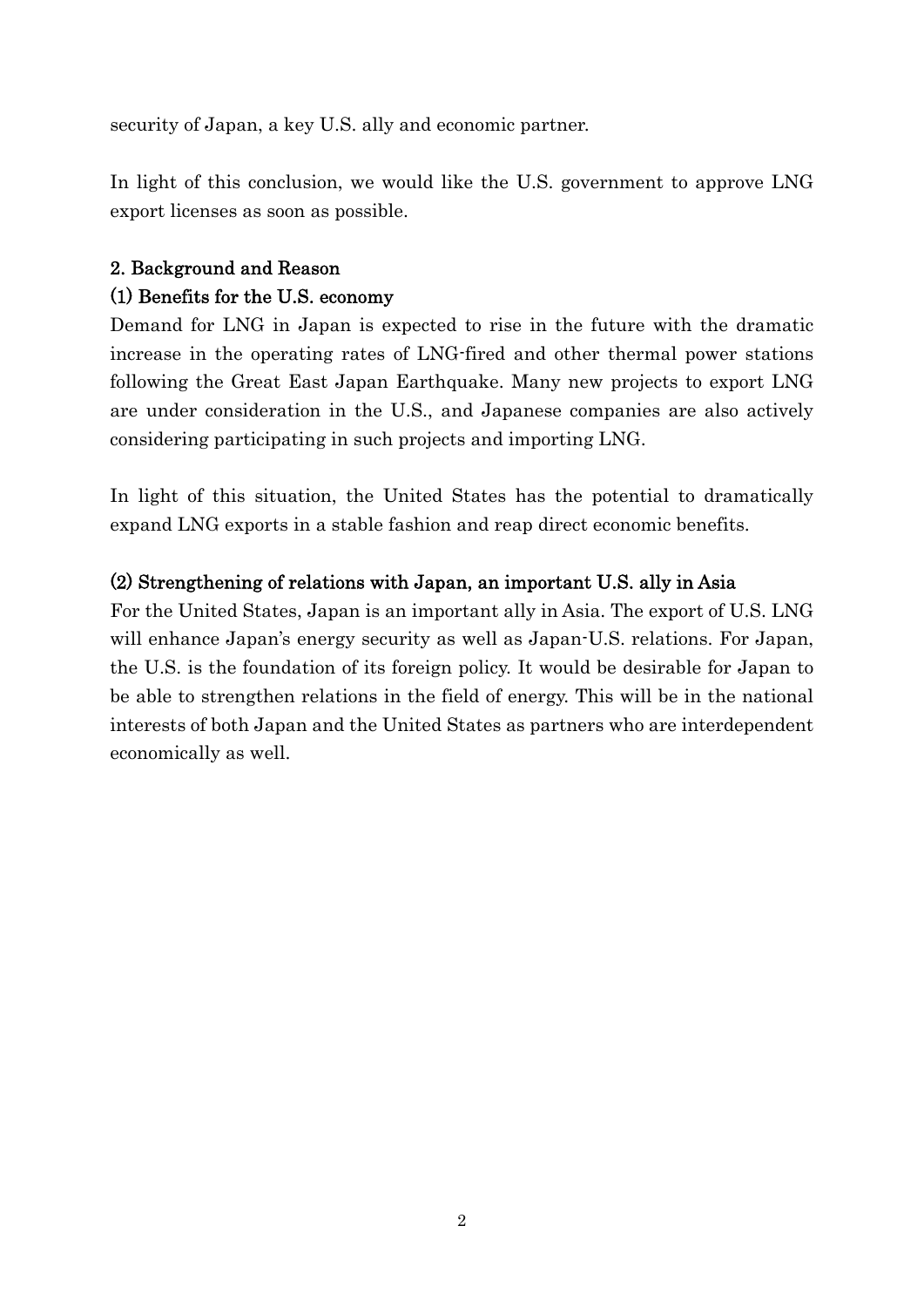security of Japan, a key U.S. ally and economic partner.

In light of this conclusion, we would like the U.S. government to approve LNG export licenses as soon as possible.

## 2. Background and Reason

### (1) Benefits for the U.S. economy

Demand for LNG in Japan is expected to rise in the future with the dramatic increase in the operating rates of LNG-fired and other thermal power stations following the Great East Japan Earthquake. Many new projects to export LNG are under consideration in the U.S., and Japanese companies are also actively considering participating in such projects and importing LNG.

In light of this situation, the United States has the potential to dramatically expand LNG exports in a stable fashion and reap direct economic benefits.

### (2) Strengthening of relations with Japan, an important U.S. ally in Asia

For the United States, Japan is an important ally in Asia. The export of U.S. LNG will enhance Japan's energy security as well as Japan-U.S. relations. For Japan, the U.S. is the foundation of its foreign policy. It would be desirable for Japan to be able to strengthen relations in the field of energy. This will be in the national interests of both Japan and the United States as partners who are interdependent economically as well.